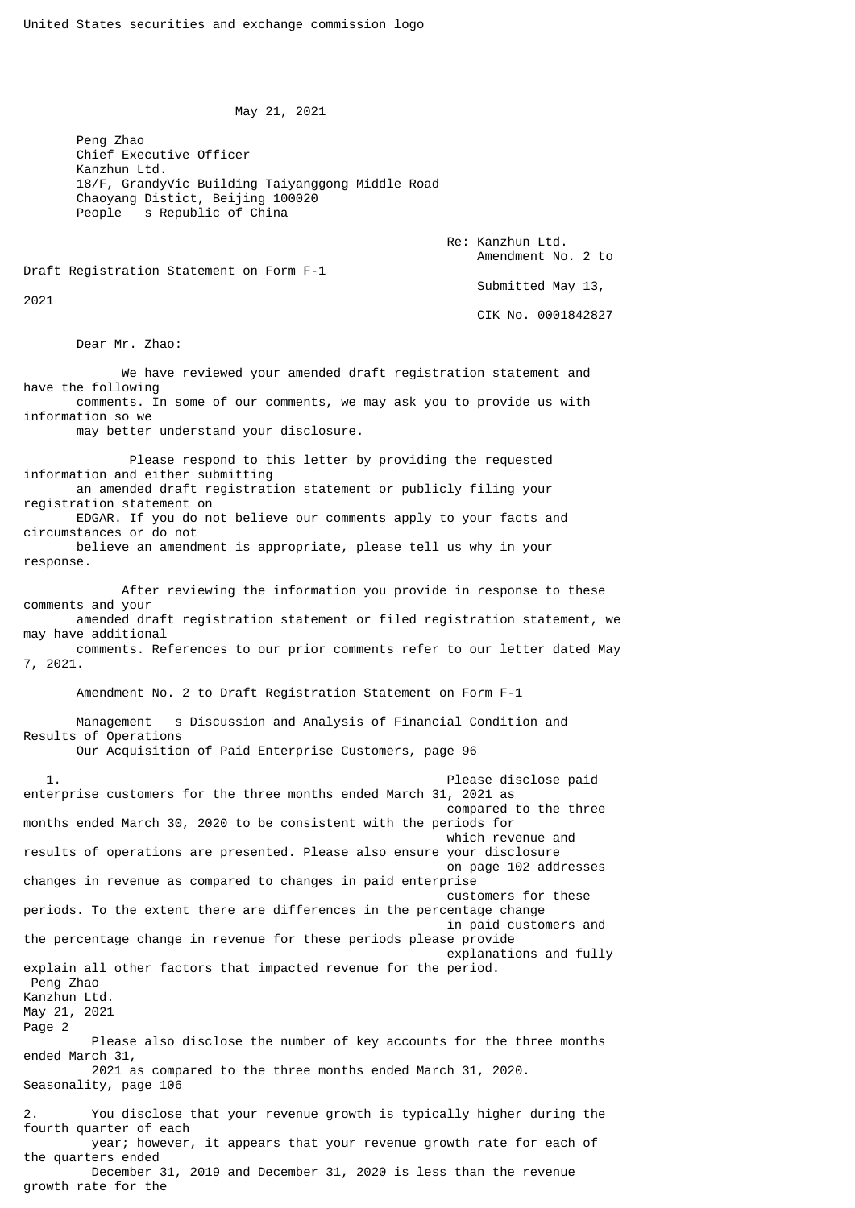United States securities and exchange commission logo

May 21, 2021

Peng Zhao
Chief Executive Officer
Kanzhun Ltd.
18/F, GrandyVic Building Taiyanggong Middle Road
Chaoyang Distict, Beijing 100020
People s Republic of China

Re: Kanzhun Ltd.
Amendment No. 2 to Draft Registration Statement on Form F-1
Submitted May 13, 2021
CIK No. 0001842827

Dear Mr. Zhao:

We have reviewed your amended draft registration statement and have the following comments. In some of our comments, we may ask you to provide us with information so we may better understand your disclosure.

Please respond to this letter by providing the requested information and either submitting an amended draft registration statement or publicly filing your registration statement on EDGAR. If you do not believe our comments apply to your facts and circumstances or do not believe an amendment is appropriate, please tell us why in your response.

After reviewing the information you provide in response to these comments and your amended draft registration statement or filed registration statement, we may have additional comments. References to our prior comments refer to our letter dated May 7, 2021.

Amendment No. 2 to Draft Registration Statement on Form F-1

Management s Discussion and Analysis of Financial Condition and Results of Operations
Our Acquisition of Paid Enterprise Customers, page 96

1. Please disclose paid enterprise customers for the three months ended March 31, 2021 as compared to the three months ended March 30, 2020 to be consistent with the periods for which revenue and results of operations are presented. Please also ensure your disclosure on page 102 addresses changes in revenue as compared to changes in paid enterprise customers for these periods. To the extent there are differences in the percentage change in paid customers and the percentage change in revenue for these periods please provide explanations and fully explain all other factors that impacted revenue for the period.

Please also disclose the number of key accounts for the three months ended March 31, 2021 as compared to the three months ended March 31, 2020.

Seasonality, page 106

2. You disclose that your revenue growth is typically higher during the fourth quarter of each year; however, it appears that your revenue growth rate for each of the quarters ended December 31, 2019 and December 31, 2020 is less than the revenue growth rate for the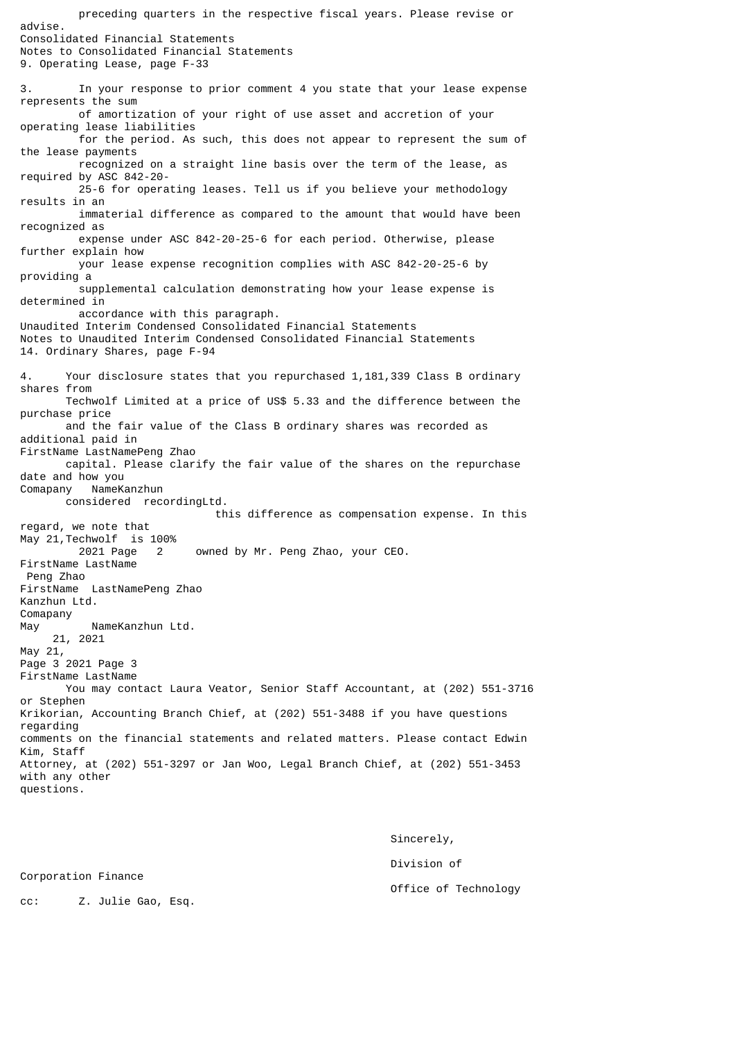preceding quarters in the respective fiscal years. Please revise or advise.

Consolidated Financial Statements
Notes to Consolidated Financial Statements
9. Operating Lease, page F-33

3. In your response to prior comment 4 you state that your lease expense represents the sum of amortization of your right of use asset and accretion of your operating lease liabilities for the period. As such, this does not appear to represent the sum of the lease payments recognized on a straight line basis over the term of the lease, as required by ASC 842-20-25-6 for operating leases. Tell us if you believe your methodology results in an immaterial difference as compared to the amount that would have been recognized as expense under ASC 842-20-25-6 for each period. Otherwise, please further explain how your lease expense recognition complies with ASC 842-20-25-6 by providing a supplemental calculation demonstrating how your lease expense is determined in accordance with this paragraph.

Unaudited Interim Condensed Consolidated Financial Statements
Notes to Unaudited Interim Condensed Consolidated Financial Statements
14. Ordinary Shares, page F-94

4. Your disclosure states that you repurchased 1,181,339 Class B ordinary shares from Techwolf Limited at a price of US$ 5.33 and the difference between the purchase price and the fair value of the Class B ordinary shares was recorded as additional paid in capital. Please clarify the fair value of the shares on the repurchase date and how you considered recording this difference as compensation expense. In this regard, we note that Techwolf is 100% owned by Mr. Peng Zhao, your CEO.

You may contact Laura Veator, Senior Staff Accountant, at (202) 551-3716 or Stephen Krikorian, Accounting Branch Chief, at (202) 551-3488 if you have questions regarding comments on the financial statements and related matters. Please contact Edwin Kim, Staff Attorney, at (202) 551-3297 or Jan Woo, Legal Branch Chief, at (202) 551-3453 with any other questions.

Sincerely,

Division of Corporation Finance
Office of Technology

cc: Z. Julie Gao, Esq.